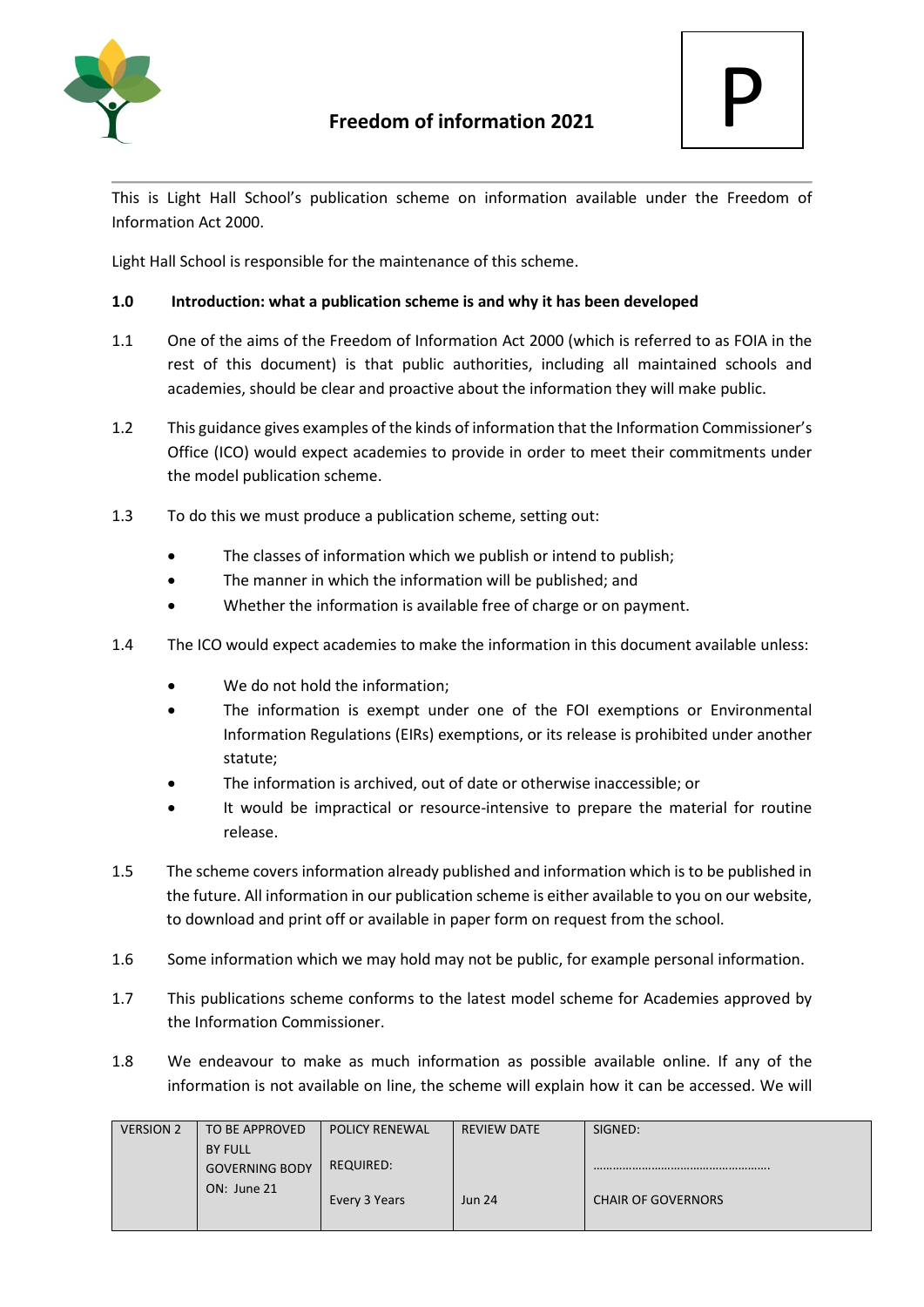# Freedom of information 2021

P

This is Light Hall School's publication scheme on information available under the Freedom of Information Act 2000.

Light Hall School is responsible for the maintenance of this scheme.

**1.0 Introduction: what a publication scheme is and why it has been developed**

1.1 One of the aims of the Freedom of Information Act 2000 (which is referred to as FOIA in the rest of this document) is that public authorities, including all maintained schools and academies, should be clear and proactive about the information they will make public.

1.2 This guidance gives examples of the kinds of information that the Information Commissioner's Office (ICO) would expect academies to provide in order to meet their commitments under the model publication scheme.

1.3 To do this we must produce a publication scheme, setting out:

- The classes of information which we publish or intend to publish;
- The manner in which the information will be published; and
- Whether the information is available free of charge or on payment.

1.4 The ICO would expect academies to make the information in this document available unless:

- We do not hold the information;
- The information is exempt under one of the FOI exemptions or Environmental Information Regulations (EIRs) exemptions, or its release is prohibited under another statute;
- The information is archived, out of date or otherwise inaccessible; or
- It would be impractical or resource-intensive to prepare the material for routine release.

1.5 The scheme covers information already published and information which is to be published in the future. All information in our publication scheme is either available to you on our website, to download and print off or available in paper form on request from the school.

1.6 Some information which we may hold may not be public, for example personal information.

1.7 This publications scheme conforms to the latest model scheme for Academies approved by the Information Commissioner.

1.8 We endeavour to make as much information as possible available online. If any of the information is not available on line, the scheme will explain how it can be accessed. We will

| VERSION 2 | TO BE APPROVED BY FULL GOVERNING BODY ON: June 21 | POLICY RENEWAL REQUIRED: Every 3 Years | REVIEW DATE Jun 24 | SIGNED: ……………………………………………. CHAIR OF GOVERNORS |
|---|---|---|---|---|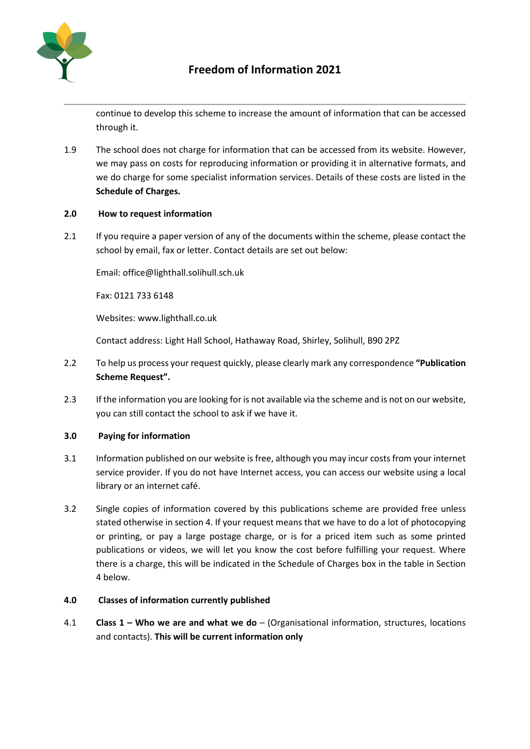continue to develop this scheme to increase the amount of information that can be accessed through it.

1.9 The school does not charge for information that can be accessed from its website. However, we may pass on costs for reproducing information or providing it in alternative formats, and we do charge for some specialist information services. Details of these costs are listed in the **Schedule of Charges.**

## 2.0 How to request information

2.1 If you require a paper version of any of the documents within the scheme, please contact the school by email, fax or letter. Contact details are set out below:

Email: office@lighthall.solihull.sch.uk

Fax: 0121 733 6148

Websites: www.lighthall.co.uk

Contact address: Light Hall School, Hathaway Road, Shirley, Solihull, B90 2PZ

2.2 To help us process your request quickly, please clearly mark any correspondence **"Publication Scheme Request".**

2.3 If the information you are looking for is not available via the scheme and is not on our website, you can still contact the school to ask if we have it.

## 3.0 Paying for information

3.1 Information published on our website is free, although you may incur costs from your internet service provider. If you do not have Internet access, you can access our website using a local library or an internet café.

3.2 Single copies of information covered by this publications scheme are provided free unless stated otherwise in section 4. If your request means that we have to do a lot of photocopying or printing, or pay a large postage charge, or is for a priced item such as some printed publications or videos, we will let you know the cost before fulfilling your request. Where there is a charge, this will be indicated in the Schedule of Charges box in the table in Section 4 below.

## 4.0 Classes of information currently published

4.1 **Class 1 – Who we are and what we do** – (Organisational information, structures, locations and contacts). **This will be current information only**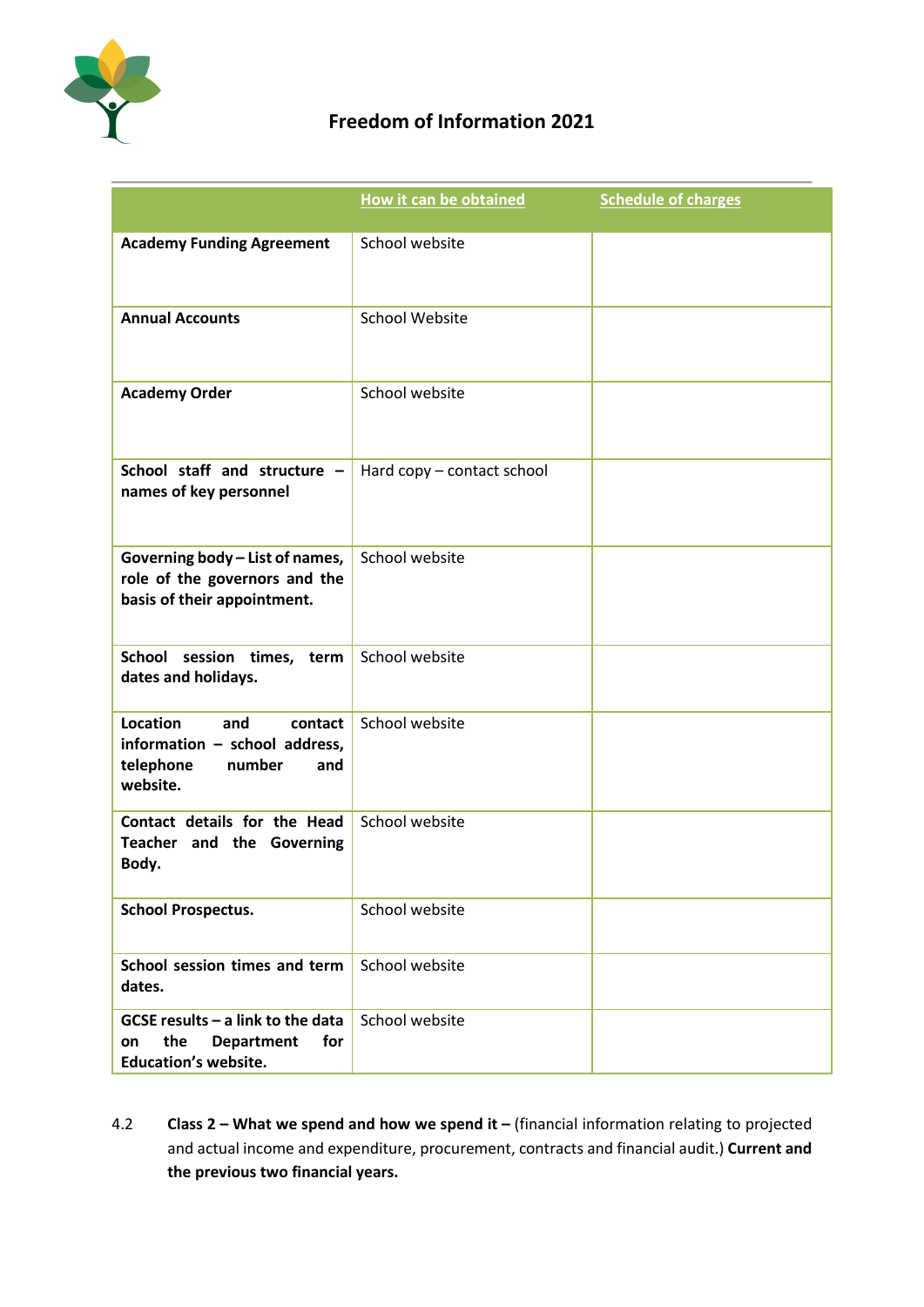# Freedom of Information 2021

| | How it can be obtained | Schedule of charges |
|---|---|---|
| **Academy Funding Agreement** | School website | |
| **Annual Accounts** | School Website | |
| **Academy Order** | School website | |
| **School staff and structure – names of key personnel** | Hard copy – contact school | |
| **Governing body – List of names, role of the governors and the basis of their appointment.** | School website | |
| **School session times, term dates and holidays.** | School website | |
| **Location and contact information – school address, telephone number and website.** | School website | |
| **Contact details for the Head Teacher and the Governing Body.** | School website | |
| **School Prospectus.** | School website | |
| **School session times and term dates.** | School website | |
| **GCSE results – a link to the data on the Department for Education's website.** | School website | |

4.2 **Class 2 – What we spend and how we spend it –** (financial information relating to projected and actual income and expenditure, procurement, contracts and financial audit.) **Current and the previous two financial years.**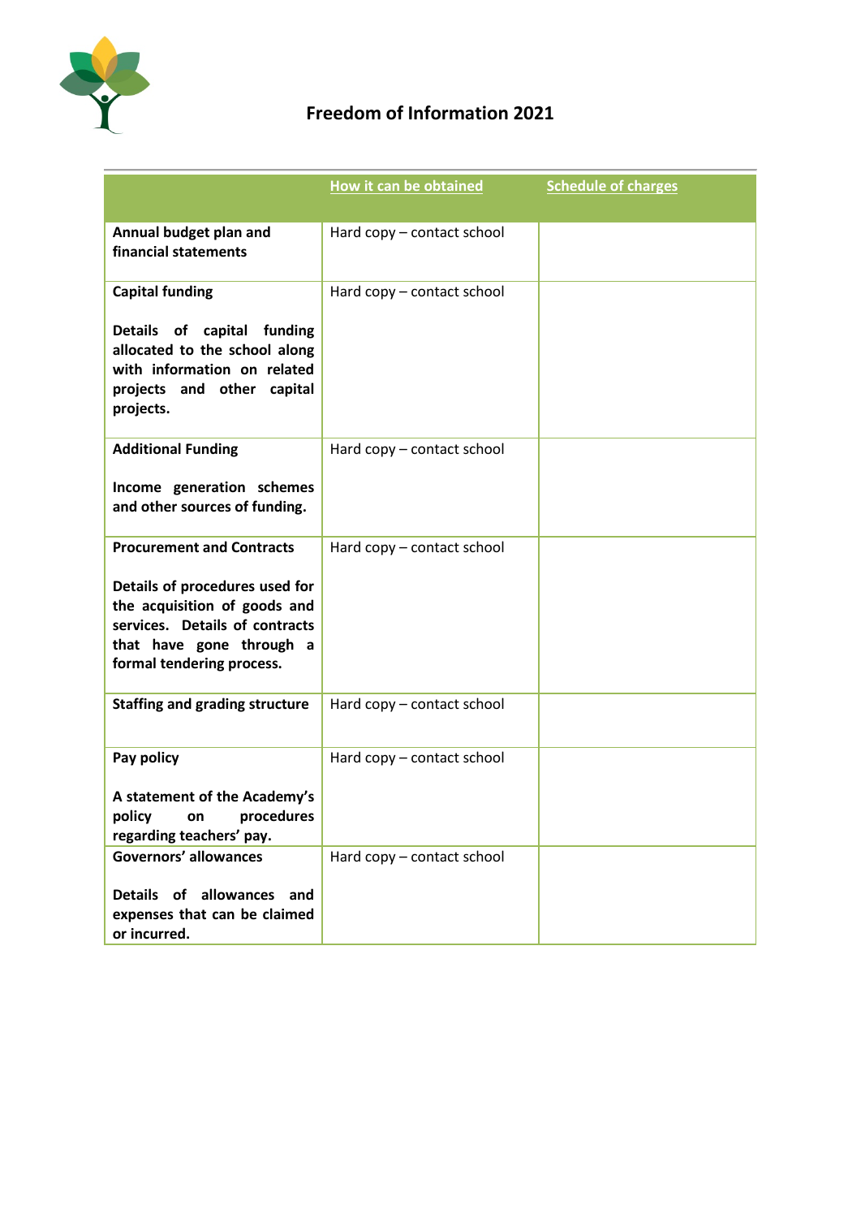# Freedom of Information 2021

| | How it can be obtained | Schedule of charges |
|---|---|---|
| **Annual budget plan and financial statements** | Hard copy – contact school | |
| **Capital funding**<br><br>**Details of capital funding allocated to the school along with information on related projects and other capital projects.** | Hard copy – contact school | |
| **Additional Funding**<br><br>**Income generation schemes and other sources of funding.** | Hard copy – contact school | |
| **Procurement and Contracts**<br><br>**Details of procedures used for the acquisition of goods and services. Details of contracts that have gone through a formal tendering process.** | Hard copy – contact school | |
| **Staffing and grading structure** | Hard copy – contact school | |
| **Pay policy**<br><br>**A statement of the Academy's policy on procedures regarding teachers' pay.** | Hard copy – contact school | |
| **Governors' allowances**<br><br>**Details of allowances and expenses that can be claimed or incurred.** | Hard copy – contact school | |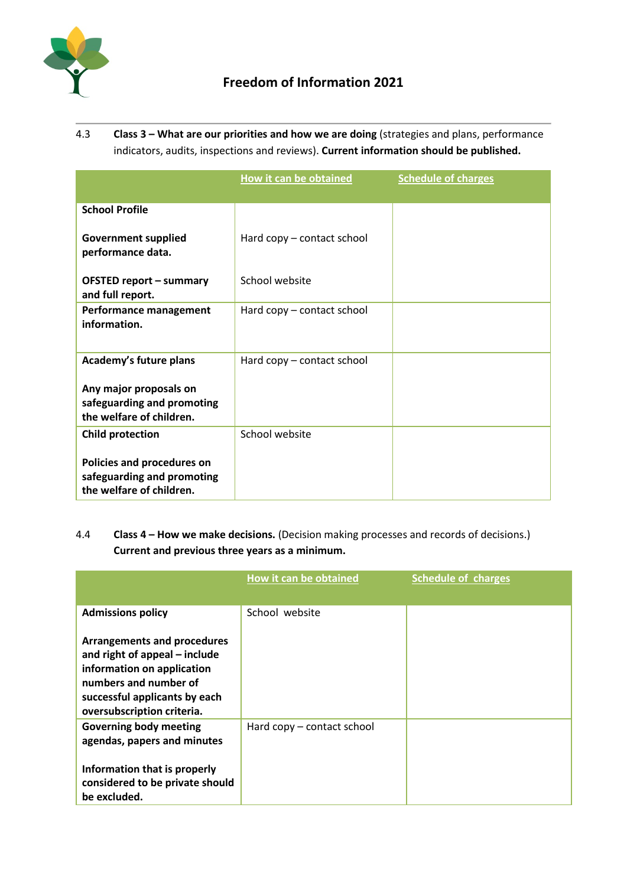# Freedom of Information 2021

4.3 **Class 3 – What are our priorities and how we are doing** (strategies and plans, performance indicators, audits, inspections and reviews). **Current information should be published.**

| | How it can be obtained | Schedule of charges |
|---|---|---|
| **School Profile**<br><br>**Government supplied performance data.**<br><br>**OFSTED report – summary and full report.** | <br><br>Hard copy – contact school<br><br>School website | |
| **Performance management information.** | Hard copy – contact school | |
| **Academy's future plans**<br><br>**Any major proposals on safeguarding and promoting the welfare of children.** | Hard copy – contact school | |
| **Child protection**<br><br>**Policies and procedures on safeguarding and promoting the welfare of children.** | School website | |

4.4 **Class 4 – How we make decisions.** (Decision making processes and records of decisions.) **Current and previous three years as a minimum.**

| | How it can be obtained | Schedule of charges |
|---|---|---|
| **Admissions policy**<br><br>**Arrangements and procedures and right of appeal – include information on application numbers and number of successful applicants by each oversubscription criteria.** | School website | |
| **Governing body meeting agendas, papers and minutes**<br><br>**Information that is properly considered to be private should be excluded.** | Hard copy – contact school | |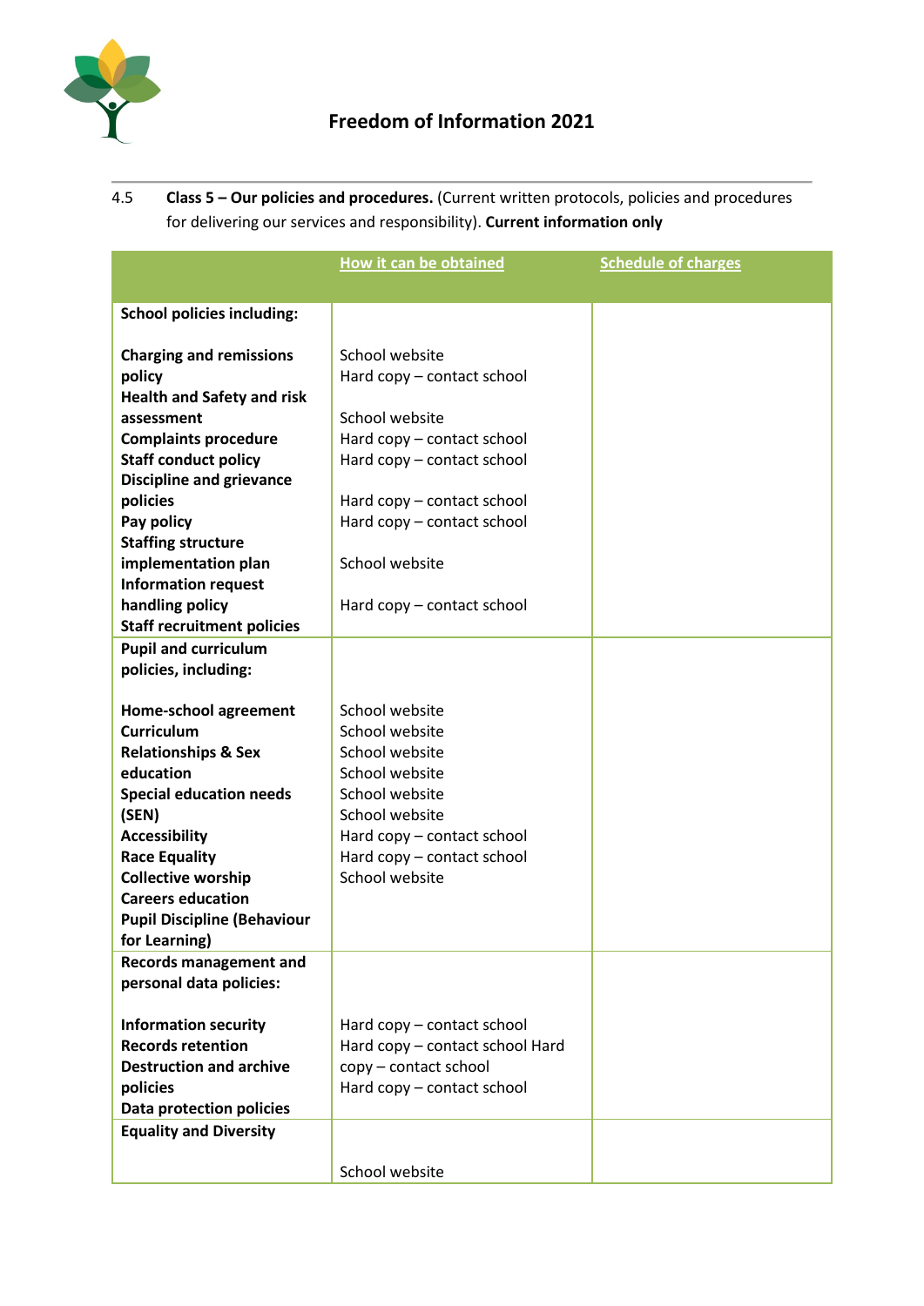# Freedom of Information 2021

4.5 **Class 5 – Our policies and procedures.** (Current written protocols, policies and procedures for delivering our services and responsibility). **Current information only**

| | How it can be obtained | Schedule of charges |
|---|---|---|
| **School policies including:**<br><br>**Charging and remissions policy**<br>**Health and Safety and risk assessment**<br>**Complaints procedure**<br>**Staff conduct policy**<br>**Discipline and grievance policies**<br>**Pay policy**<br>**Staffing structure implementation plan**<br>**Information request handling policy**<br>**Staff recruitment policies** | School website<br>Hard copy – contact school<br><br>School website<br>Hard copy – contact school<br>Hard copy – contact school<br><br>Hard copy – contact school<br>Hard copy – contact school<br><br>School website<br><br>Hard copy – contact school | |
| **Pupil and curriculum policies, including:**<br><br>**Home-school agreement**<br>**Curriculum**<br>**Relationships & Sex education**<br>**Special education needs (SEN)**<br>**Accessibility**<br>**Race Equality**<br>**Collective worship**<br>**Careers education**<br>**Pupil Discipline (Behaviour for Learning)** | School website<br>School website<br>School website<br>School website<br>School website<br>School website<br>Hard copy – contact school<br>Hard copy – contact school<br>School website | |
| **Records management and personal data policies:**<br><br>**Information security**<br>**Records retention**<br>**Destruction and archive policies**<br>**Data protection policies** | Hard copy – contact school<br>Hard copy – contact school Hard copy – contact school<br>Hard copy – contact school | |
| **Equality and Diversity** | School website | |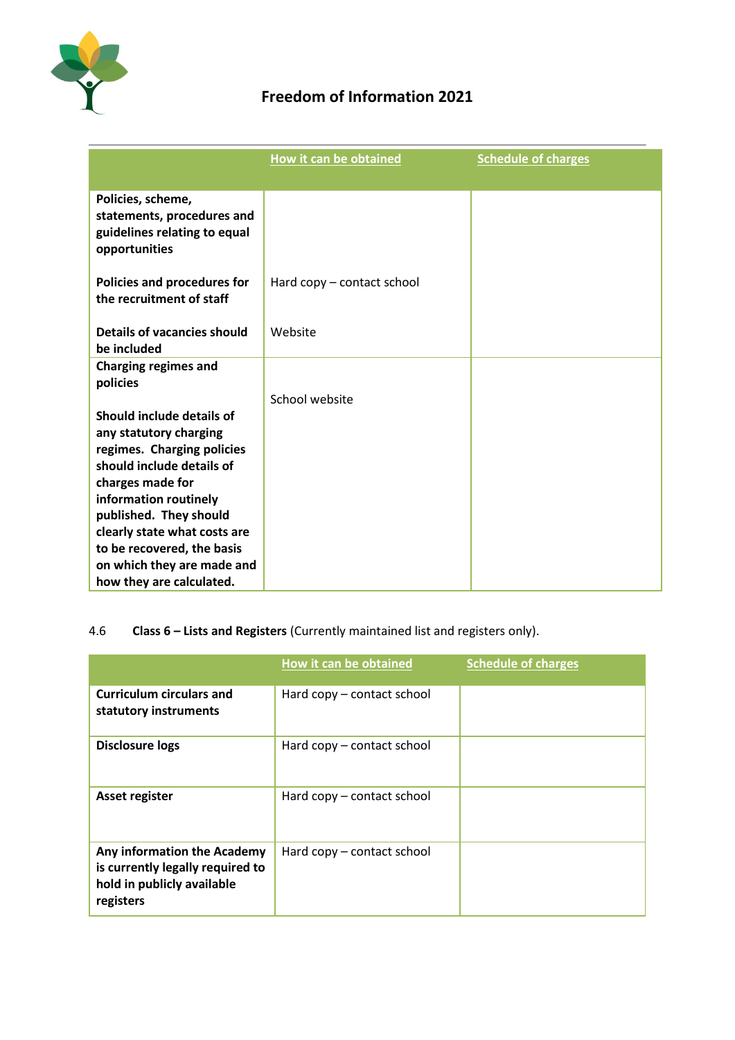# Freedom of Information 2021

| | How it can be obtained | Schedule of charges |
|---|---|---|
| **Policies, scheme, statements, procedures and guidelines relating to equal opportunities**<br><br>**Policies and procedures for the recruitment of staff**<br><br>**Details of vacancies should be included** | Hard copy – contact school<br><br>Website | |
| **Charging regimes and policies**<br><br>**Should include details of any statutory charging regimes. Charging policies should include details of charges made for information routinely published. They should clearly state what costs are to be recovered, the basis on which they are made and how they are calculated.** | School website | |

4.6 **Class 6 – Lists and Registers** (Currently maintained list and registers only).

| | How it can be obtained | Schedule of charges |
|---|---|---|
| **Curriculum circulars and statutory instruments** | Hard copy – contact school | |
| **Disclosure logs** | Hard copy – contact school | |
| **Asset register** | Hard copy – contact school | |
| **Any information the Academy is currently legally required to hold in publicly available registers** | Hard copy – contact school | |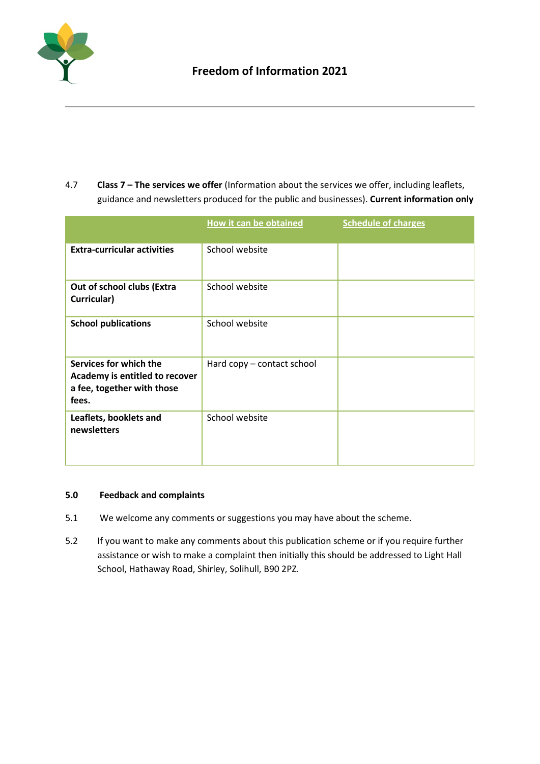4.7 **Class 7 – The services we offer** (Information about the services we offer, including leaflets, guidance and newsletters produced for the public and businesses). **Current information only**

| | How it can be obtained | Schedule of charges |
|---|---|---|
| **Extra-curricular activities** | School website | |
| **Out of school clubs (Extra Curricular)** | School website | |
| **School publications** | School website | |
| **Services for which the Academy is entitled to recover a fee, together with those fees.** | Hard copy – contact school | |
| **Leaflets, booklets and newsletters** | School website | |

## 5.0 Feedback and complaints

5.1 We welcome any comments or suggestions you may have about the scheme.

5.2 If you want to make any comments about this publication scheme or if you require further assistance or wish to make a complaint then initially this should be addressed to Light Hall School, Hathaway Road, Shirley, Solihull, B90 2PZ.